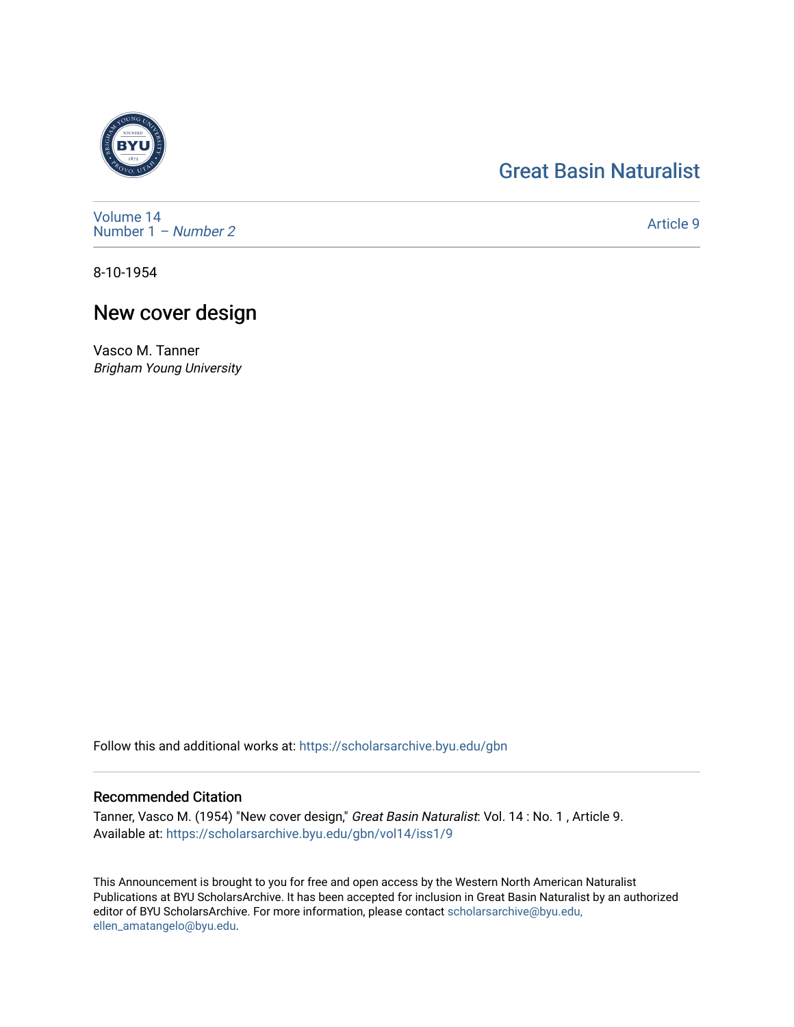Great Basin Naturalist

Volume 14
Number 1 – *Number 2*

Article 9

8-10-1954

# New cover design

Vasco M. Tanner
*Brigham Young University*

Follow this and additional works at: https://scholarsarchive.byu.edu/gbn

## Recommended Citation

Tanner, Vasco M. (1954) "New cover design," *Great Basin Naturalist*: Vol. 14 : No. 1 , Article 9.
Available at: https://scholarsarchive.byu.edu/gbn/vol14/iss1/9

This Announcement is brought to you for free and open access by the Western North American Naturalist Publications at BYU ScholarsArchive. It has been accepted for inclusion in Great Basin Naturalist by an authorized editor of BYU ScholarsArchive. For more information, please contact scholarsarchive@byu.edu, ellen_amatangelo@byu.edu.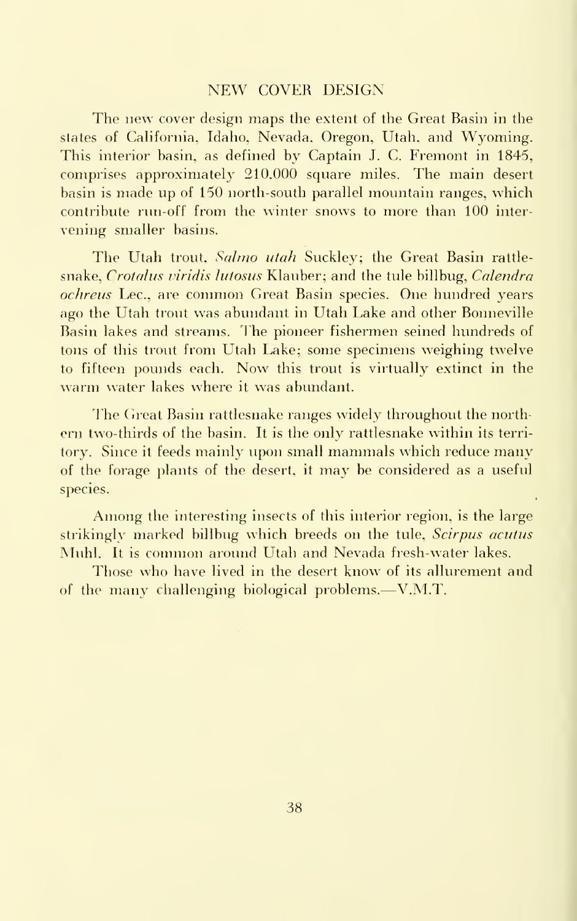## NEW COVER DESIGN

The new cover design maps the extent of the Great Basin in the states of California, Idaho, Nevada, Oregon, Utah, and Wyoming. This interior basin, as defined by Captain J. C. Fremont in 1845, comprises approximately 210,000 square miles. The main desert basin is made up of 150 north-south parallel mountain ranges, which contribute run-off from the winter snows to more than 100 intervening smaller basins.

The Utah trout, *Salmo utah* Suckley; the Great Basin rattlesnake, *Crotalus viridis lutosus* Klauber; and the tule billbug, *Calendra ochreus* Lec., are common Great Basin species. One hundred years ago the Utah trout was abundant in Utah Lake and other Bonneville Basin lakes and streams. The pioneer fishermen seined hundreds of tons of this trout from Utah Lake; some specimens weighing twelve to fifteen pounds each. Now this trout is virtually extinct in the warm water lakes where it was abundant.

The Great Basin rattlesnake ranges widely throughout the northern two-thirds of the basin. It is the only rattlesnake within its territory. Since it feeds mainly upon small mammals which reduce many of the forage plants of the desert, it may be considered as a useful species.

Among the interesting insects of this interior region, is the large strikingly marked billbug which breeds on the tule, *Scirpus acutus* Muhl. It is common around Utah and Nevada fresh-water lakes.

Those who have lived in the desert know of its allurement and of the many challenging biological problems.—V.M.T.